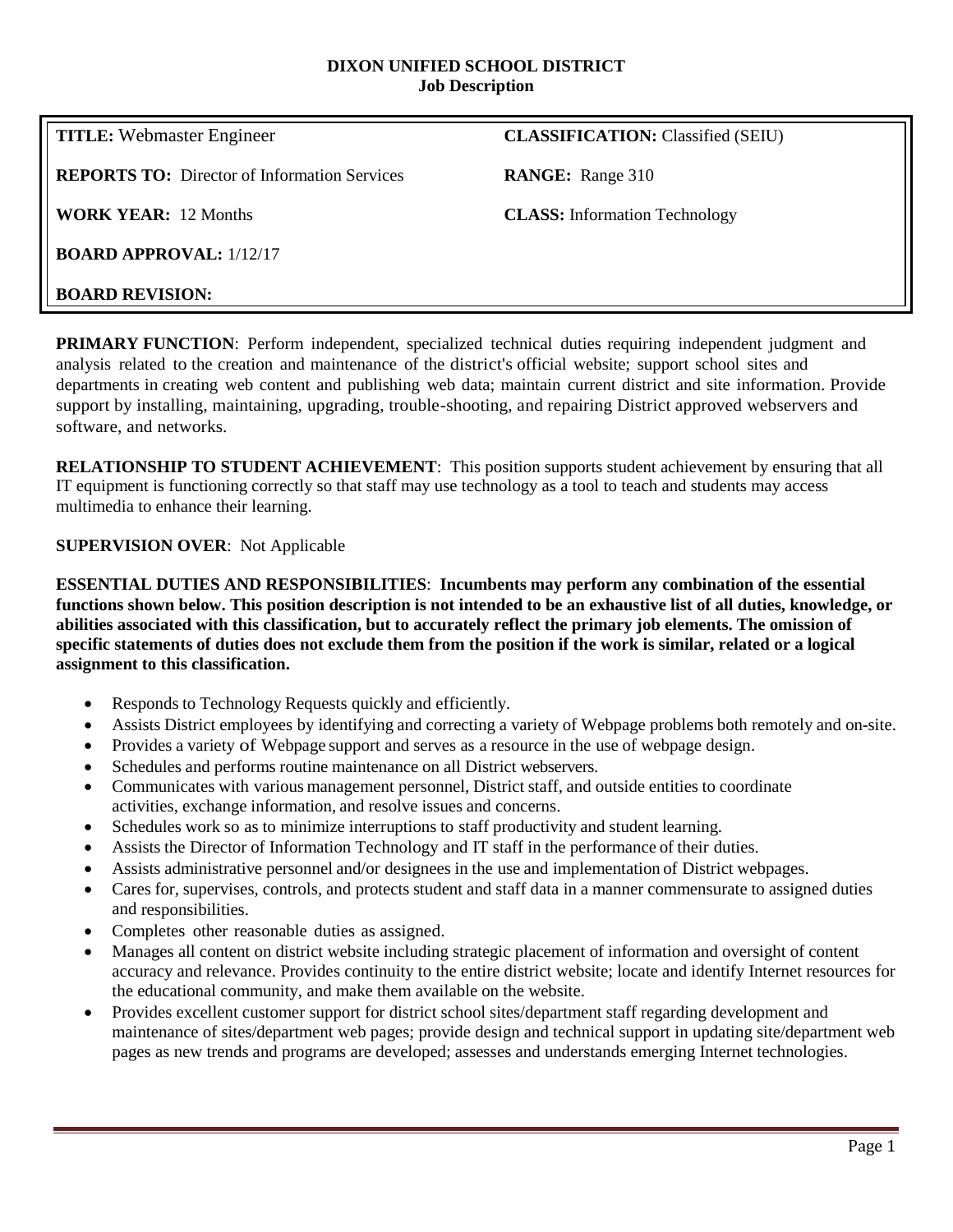# DIXON UNIFIED SCHOOL DISTRICT
## Job Description

| | |
|---|---|
| **TITLE:** Webmaster Engineer | **CLASSIFICATION:** Classified (SEIU) |
| **REPORTS TO:** Director of Information Services | **RANGE:** Range 310 |
| **WORK YEAR:** 12 Months | **CLASS:** Information Technology |
| **BOARD APPROVAL:** 1/12/17 | |
| **BOARD REVISION:** | |

**PRIMARY FUNCTION**: Perform independent, specialized technical duties requiring independent judgment and analysis related to the creation and maintenance of the district's official website; support school sites and departments in creating web content and publishing web data; maintain current district and site information. Provide support by installing, maintaining, upgrading, trouble-shooting, and repairing District approved webservers and software, and networks.

**RELATIONSHIP TO STUDENT ACHIEVEMENT**: This position supports student achievement by ensuring that all IT equipment is functioning correctly so that staff may use technology as a tool to teach and students may access multimedia to enhance their learning.

**SUPERVISION OVER**: Not Applicable

**ESSENTIAL DUTIES AND RESPONSIBILITIES**: **Incumbents may perform any combination of the essential functions shown below. This position description is not intended to be an exhaustive list of all duties, knowledge, or abilities associated with this classification, but to accurately reflect the primary job elements. The omission of specific statements of duties does not exclude them from the position if the work is similar, related or a logical assignment to this classification.**

- Responds to Technology Requests quickly and efficiently.
- Assists District employees by identifying and correcting a variety of Webpage problems both remotely and on-site.
- Provides a variety of Webpage support and serves as a resource in the use of webpage design.
- Schedules and performs routine maintenance on all District webservers.
- Communicates with various management personnel, District staff, and outside entities to coordinate activities, exchange information, and resolve issues and concerns.
- Schedules work so as to minimize interruptions to staff productivity and student learning.
- Assists the Director of Information Technology and IT staff in the performance of their duties.
- Assists administrative personnel and/or designees in the use and implementation of District webpages.
- Cares for, supervises, controls, and protects student and staff data in a manner commensurate to assigned duties and responsibilities.
- Completes other reasonable duties as assigned.
- Manages all content on district website including strategic placement of information and oversight of content accuracy and relevance. Provides continuity to the entire district website; locate and identify Internet resources for the educational community, and make them available on the website.
- Provides excellent customer support for district school sites/department staff regarding development and maintenance of sites/department web pages; provide design and technical support in updating site/department web pages as new trends and programs are developed; assesses and understands emerging Internet technologies.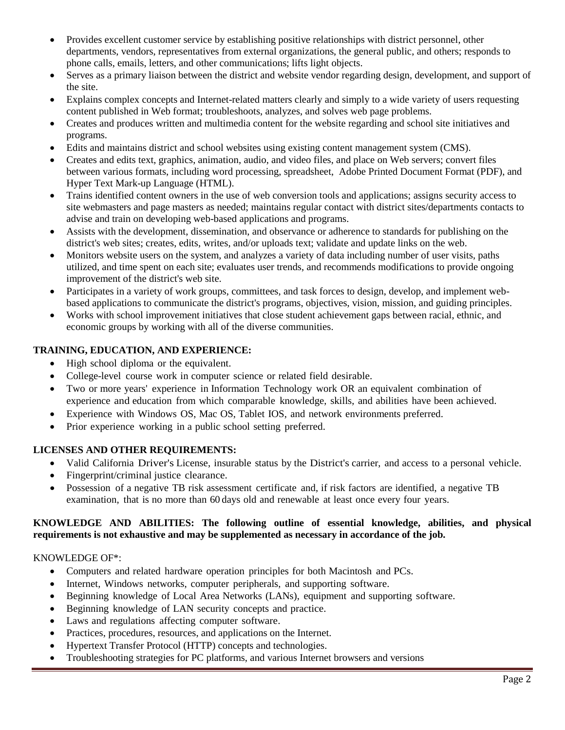- Provides excellent customer service by establishing positive relationships with district personnel, other departments, vendors, representatives from external organizations, the general public, and others; responds to phone calls, emails, letters, and other communications; lifts light objects.
- Serves as a primary liaison between the district and website vendor regarding design, development, and support of the site.
- Explains complex concepts and Internet-related matters clearly and simply to a wide variety of users requesting content published in Web format; troubleshoots, analyzes, and solves web page problems.
- Creates and produces written and multimedia content for the website regarding and school site initiatives and programs.
- Edits and maintains district and school websites using existing content management system (CMS).
- Creates and edits text, graphics, animation, audio, and video files, and place on Web servers; convert files between various formats, including word processing, spreadsheet, Adobe Printed Document Format (PDF), and Hyper Text Mark-up Language (HTML).
- Trains identified content owners in the use of web conversion tools and applications; assigns security access to site webmasters and page masters as needed; maintains regular contact with district sites/departments contacts to advise and train on developing web-based applications and programs.
- Assists with the development, dissemination, and observance or adherence to standards for publishing on the district's web sites; creates, edits, writes, and/or uploads text; validate and update links on the web.
- Monitors website users on the system, and analyzes a variety of data including number of user visits, paths utilized, and time spent on each site; evaluates user trends, and recommends modifications to provide ongoing improvement of the district's web site.
- Participates in a variety of work groups, committees, and task forces to design, develop, and implement web-based applications to communicate the district's programs, objectives, vision, mission, and guiding principles.
- Works with school improvement initiatives that close student achievement gaps between racial, ethnic, and economic groups by working with all of the diverse communities.

**TRAINING, EDUCATION, AND EXPERIENCE:**

- High school diploma or the equivalent.
- College-level course work in computer science or related field desirable.
- Two or more years' experience in Information Technology work OR an equivalent combination of experience and education from which comparable knowledge, skills, and abilities have been achieved.
- Experience with Windows OS, Mac OS, Tablet IOS, and network environments preferred.
- Prior experience working in a public school setting preferred.

**LICENSES AND OTHER REQUIREMENTS:**

- Valid California Driver's License, insurable status by the District's carrier, and access to a personal vehicle.
- Fingerprint/criminal justice clearance.
- Possession of a negative TB risk assessment certificate and, if risk factors are identified, a negative TB examination, that is no more than 60 days old and renewable at least once every four years.

**KNOWLEDGE AND ABILITIES: The following outline of essential knowledge, abilities, and physical requirements is not exhaustive and may be supplemented as necessary in accordance of the job.**

KNOWLEDGE OF*:

- Computers and related hardware operation principles for both Macintosh and PCs.
- Internet, Windows networks, computer peripherals, and supporting software.
- Beginning knowledge of Local Area Networks (LANs), equipment and supporting software.
- Beginning knowledge of LAN security concepts and practice.
- Laws and regulations affecting computer software.
- Practices, procedures, resources, and applications on the Internet.
- Hypertext Transfer Protocol (HTTP) concepts and technologies.
- Troubleshooting strategies for PC platforms, and various Internet browsers and versions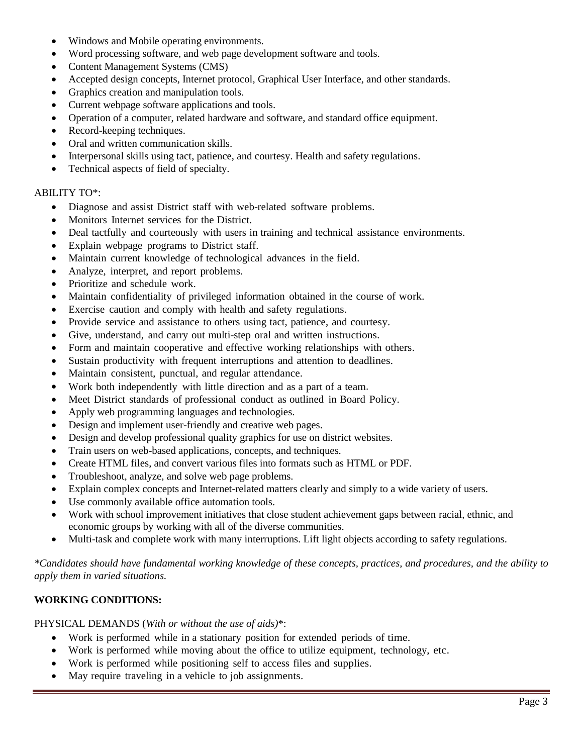- Windows and Mobile operating environments.
- Word processing software, and web page development software and tools.
- Content Management Systems (CMS)
- Accepted design concepts, Internet protocol, Graphical User Interface, and other standards.
- Graphics creation and manipulation tools.
- Current webpage software applications and tools.
- Operation of a computer, related hardware and software, and standard office equipment.
- Record-keeping techniques.
- Oral and written communication skills.
- Interpersonal skills using tact, patience, and courtesy. Health and safety regulations.
- Technical aspects of field of specialty.

ABILITY TO*:

- Diagnose and assist District staff with web-related software problems.
- Monitors Internet services for the District.
- Deal tactfully and courteously with users in training and technical assistance environments.
- Explain webpage programs to District staff.
- Maintain current knowledge of technological advances in the field.
- Analyze, interpret, and report problems.
- Prioritize and schedule work.
- Maintain confidentiality of privileged information obtained in the course of work.
- Exercise caution and comply with health and safety regulations.
- Provide service and assistance to others using tact, patience, and courtesy.
- Give, understand, and carry out multi-step oral and written instructions.
- Form and maintain cooperative and effective working relationships with others.
- Sustain productivity with frequent interruptions and attention to deadlines.
- Maintain consistent, punctual, and regular attendance.
- Work both independently with little direction and as a part of a team.
- Meet District standards of professional conduct as outlined in Board Policy.
- Apply web programming languages and technologies.
- Design and implement user-friendly and creative web pages.
- Design and develop professional quality graphics for use on district websites.
- Train users on web-based applications, concepts, and techniques.
- Create HTML files, and convert various files into formats such as HTML or PDF.
- Troubleshoot, analyze, and solve web page problems.
- Explain complex concepts and Internet-related matters clearly and simply to a wide variety of users.
- Use commonly available office automation tools.
- Work with school improvement initiatives that close student achievement gaps between racial, ethnic, and economic groups by working with all of the diverse communities.
- Multi-task and complete work with many interruptions. Lift light objects according to safety regulations.

*\*Candidates should have fundamental working knowledge of these concepts, practices, and procedures, and the ability to apply them in varied situations.*

**WORKING CONDITIONS:**

PHYSICAL DEMANDS (*With or without the use of aids)**:

- Work is performed while in a stationary position for extended periods of time.
- Work is performed while moving about the office to utilize equipment, technology, etc.
- Work is performed while positioning self to access files and supplies.
- May require traveling in a vehicle to job assignments.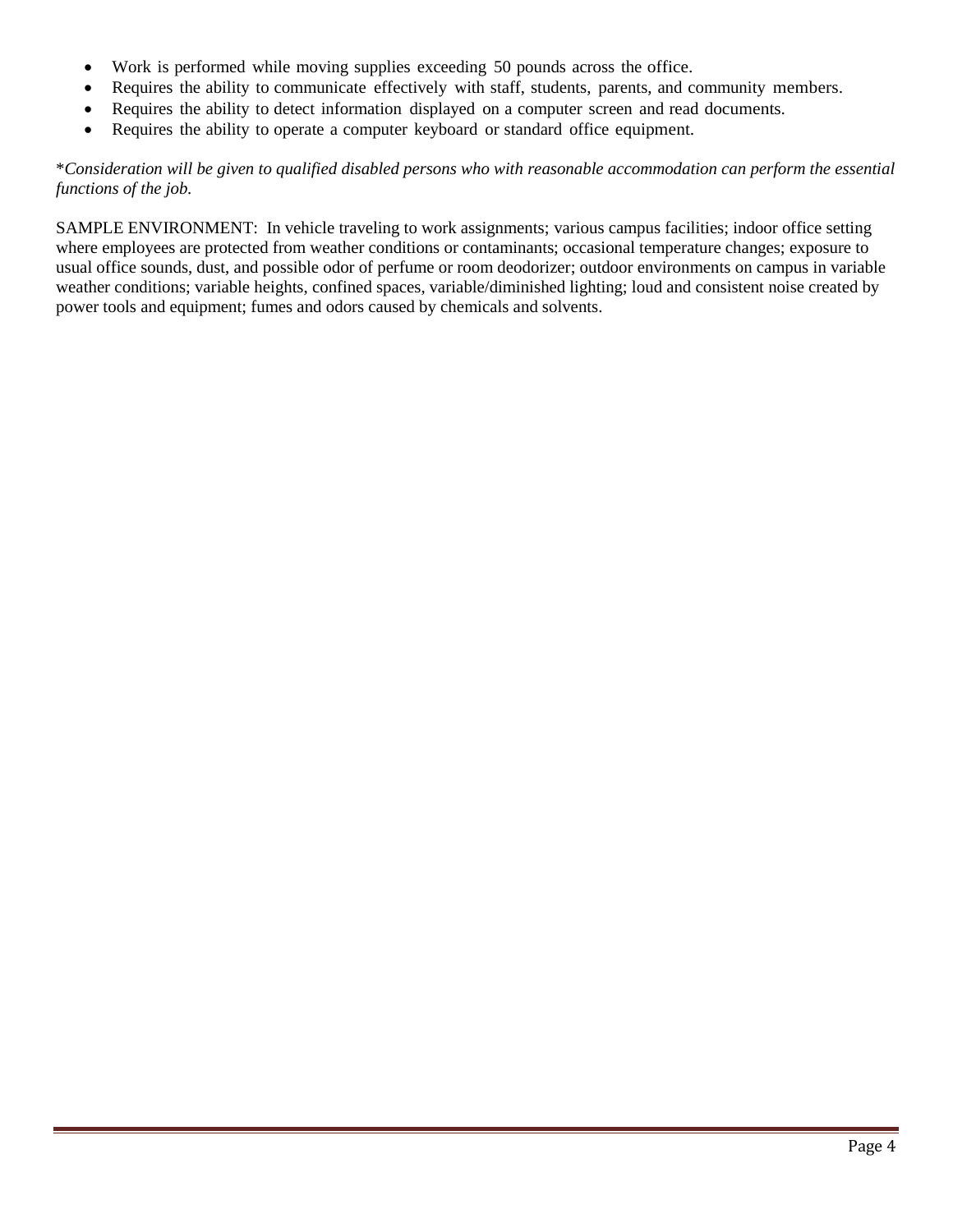- Work is performed while moving supplies exceeding 50 pounds across the office.
- Requires the ability to communicate effectively with staff, students, parents, and community members.
- Requires the ability to detect information displayed on a computer screen and read documents.
- Requires the ability to operate a computer keyboard or standard office equipment.

\**Consideration will be given to qualified disabled persons who with reasonable accommodation can perform the essential functions of the job.*

SAMPLE ENVIRONMENT: In vehicle traveling to work assignments; various campus facilities; indoor office setting where employees are protected from weather conditions or contaminants; occasional temperature changes; exposure to usual office sounds, dust, and possible odor of perfume or room deodorizer; outdoor environments on campus in variable weather conditions; variable heights, confined spaces, variable/diminished lighting; loud and consistent noise created by power tools and equipment; fumes and odors caused by chemicals and solvents.